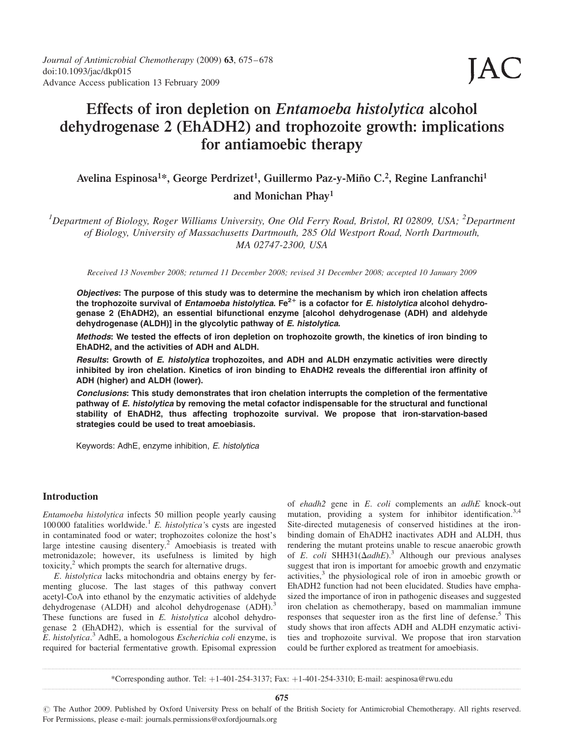# Effects of iron depletion on *Entamoeba histolytica* alcohol dehydrogenase 2 (EhADH2) and trophozoite growth: implications for antiamoebic therapy

**Avelina Espinosa[1]*, George Perdrizet[1], Guillermo Paz-y-Miño C.[2], Regine Lanfranchi[1] and Monichan Phay[1]**

*[1]Department of Biology, Roger Williams University, One Old Ferry Road, Bristol, RI 02809, USA; [2]Department of Biology, University of Massachusetts Dartmouth, 285 Old Westport Road, North Dartmouth, MA 02747-2300, USA*

*Received 13 November 2008; returned 11 December 2008; revised 31 December 2008; accepted 10 January 2009*

***Objectives*: The purpose of this study was to determine the mechanism by which iron chelation affects the trophozoite survival of *Entamoeba histolytica*. $Fe^{2+}$ is a cofactor for *E. histolytica* alcohol dehydrogenase 2 (EhADH2), an essential bifunctional enzyme [alcohol dehydrogenase (ADH) and aldehyde dehydrogenase (ALDH)] in the glycolytic pathway of *E. histolytica*.**

***Methods*: We tested the effects of iron depletion on trophozoite growth, the kinetics of iron binding to EhADH2, and the activities of ADH and ALDH.**

***Results*: Growth of *E. histolytica* trophozoites, and ADH and ALDH enzymatic activities were directly inhibited by iron chelation. Kinetics of iron binding to EhADH2 reveals the differential iron affinity of ADH (higher) and ALDH (lower).**

***Conclusions*: This study demonstrates that iron chelation interrupts the completion of the fermentative pathway of *E. histolytica* by removing the metal cofactor indispensable for the structural and functional stability of EhADH2, thus affecting trophozoite survival. We propose that iron-starvation-based strategies could be used to treat amoebiasis.**

Keywords: AdhE, enzyme inhibition, *E. histolytica*

## Introduction

*Entamoeba histolytica* infects 50 million people yearly causing 100 000 fatalities worldwide.[1] *E. histolytica*'s cysts are ingested in contaminated food or water; trophozoites colonize the host's large intestine causing disentery.[2] Amoebiasis is treated with metronidazole; however, its usefulness is limited by high toxicity,[2] which prompts the search for alternative drugs.

*E. histolytica* lacks mitochondria and obtains energy by fermenting glucose. The last stages of this pathway convert acetyl-CoA into ethanol by the enzymatic activities of aldehyde dehydrogenase (ALDH) and alcohol dehydrogenase (ADH).[3] These functions are fused in *E. histolytica* alcohol dehydrogenase 2 (EhADH2), which is essential for the survival of *E. histolytica*.[3] AdhE, a homologous *Escherichia coli* enzyme, is required for bacterial fermentative growth. Episomal expression of *ehadh2* gene in *E. coli* complements an *adhE* knock-out mutation, providing a system for inhibitor identification.[3,4] Site-directed mutagenesis of conserved histidines at the iron-binding domain of EhADH2 inactivates ADH and ALDH, thus rendering the mutant proteins unable to rescue anaerobic growth of *E. coli* SHH31($\Delta$*adhE*).[3] Although our previous analyses suggest that iron is important for amoebic growth and enzymatic activities,[3] the physiological role of iron in amoebic growth or EhADH2 function had not been elucidated. Studies have emphasized the importance of iron in pathogenic diseases and suggested iron chelation as chemotherapy, based on mammalian immune responses that sequester iron as the first line of defense.[5] This study shows that iron affects ADH and ALDH enzymatic activities and trophozoite survival. We propose that iron starvation could be further explored as treatment for amoebiasis.

*Corresponding author. Tel: +1-401-254-3137; Fax: +1-401-254-3310; E-mail: aespinosa@rwu.edu

© The Author 2009. Published by Oxford University Press on behalf of the British Society for Antimicrobial Chemotherapy. All rights reserved. For Permissions, please e-mail: journals.permissions@oxfordjournals.org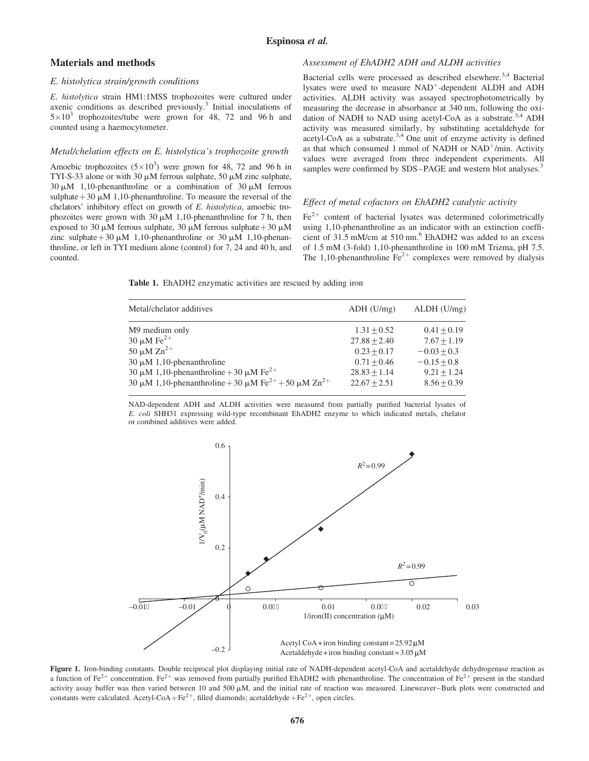## Materials and methods

### *E. histolytica* strain/growth conditions

*E. histolytica* strain HM1:1MSS trophozoites were cultured under axenic conditions as described previously.[3] Initial inoculations of $5\times10^3$ trophozoites/tube were grown for 48, 72 and 96 h and counted using a haemocytometer.

### Metal/chelation effects on *E. histolytica*'s trophozoite growth

Amoebic trophozoites ($5\times10^3$) were grown for 48, 72 and 96 h in TYI-S-33 alone or with 30 μM ferrous sulphate, 50 μM zinc sulphate, 30 μM 1,10-phenanthroline or a combination of 30 μM ferrous sulphate + 30 μM 1,10-phenanthroline. To measure the reversal of the chelators' inhibitory effect on growth of *E. histolytica*, amoebic trophozoites were grown with 30 μM 1,10-phenanthroline for 7 h, then exposed to 30 μM ferrous sulphate, 30 μM ferrous sulphate + 30 μM zinc sulphate + 30 μM 1,10-phenanthroline or 30 μM 1,10-phenanthroline, or left in TYI medium alone (control) for 7, 24 and 40 h, and counted.

### Assessment of EhADH2 ADH and ALDH activities

Bacterial cells were processed as described elsewhere.[3,4] Bacterial lysates were used to measure $NAD^+$-dependent ALDH and ADH activities. ALDH activity was assayed spectrophotometrically by measuring the decrease in absorbance at 340 nm, following the oxidation of NADH to NAD using acetyl-CoA as a substrate.[3,4] ADH activity was measured similarly, by substituting acetaldehyde for acetyl-CoA as a substrate.[3,4] One unit of enzyme activity is defined as that which consumed 1 mmol of NADH or $NAD^+$/min. Activity values were averaged from three independent experiments. All samples were confirmed by SDS–PAGE and western blot analyses.[3]

### Effect of metal cofactors on EhADH2 catalytic activity

$Fe^{2+}$ content of bacterial lysates was determined colorimetrically using 1,10-phenanthroline as an indicator with an extinction coefficient of 31.5 mM/cm at 510 nm.[6] EhADH2 was added to an excess of 1.5 mM (3-fold) 1,10-phenanthroline in 100 mM Trizma, pH 7.5. The 1,10-phenanthroline $Fe^{2+}$ complexes were removed by dialysis

**Table 1.** EhADH2 enzymatic activities are rescued by adding iron

| Metal/chelator additives | ADH (U/mg) | ALDH (U/mg) |
|---|---|---|
| M9 medium only | $1.31 \pm 0.52$ | $0.41 \pm 0.19$ |
| 30 μM $Fe^{2+}$ | $27.88 \pm 2.40$ | $7.67 \pm 1.19$ |
| 50 μM $Zn^{2+}$ | $0.23 \pm 0.17$ | $-0.03 \pm 0.3$ |
| 30 μM 1,10-phenanthroline | $0.71 \pm 0.46$ | $-0.15 \pm 0.8$ |
| 30 μM 1,10-phenanthroline + 30 μM $Fe^{2+}$ | $28.83 \pm 1.14$ | $9.21 \pm 1.24$ |
| 30 μM 1,10-phenanthroline + 30 μM $Fe^{2+}$ + 50 μM $Zn^{2+}$ | $22.67 \pm 2.51$ | $8.56 \pm 0.39$ |

NAD-dependent ADH and ALDH activities were measured from partially purified bacterial lysates of *E. coli* SHH31 expressing wild-type recombinant EhADH2 enzyme to which indicated metals, chelator or combined additives were added.

Acetyl CoA + iron binding constant = 25.92 μM
Acetaldehyde + iron binding constant = 3.05 μM

**Figure 1.** Iron-binding constants. Double reciprocal plot displaying initial rate of NADH-dependent acetyl-CoA and acetaldehyde dehydrogenase reaction as a function of $Fe^{2+}$ concentration. $Fe^{2+}$ was removed from partially purified EhADH2 with phenanthroline. The concentration of $Fe^{2+}$ present in the standard activity assay buffer was then varied between 10 and 500 μM, and the initial rate of reaction was measured. Lineweaver–Burk plots were constructed and constants were calculated. Acetyl-CoA + $Fe^{2+}$, filled diamonds; acetaldehyde + $Fe^{2+}$, open circles.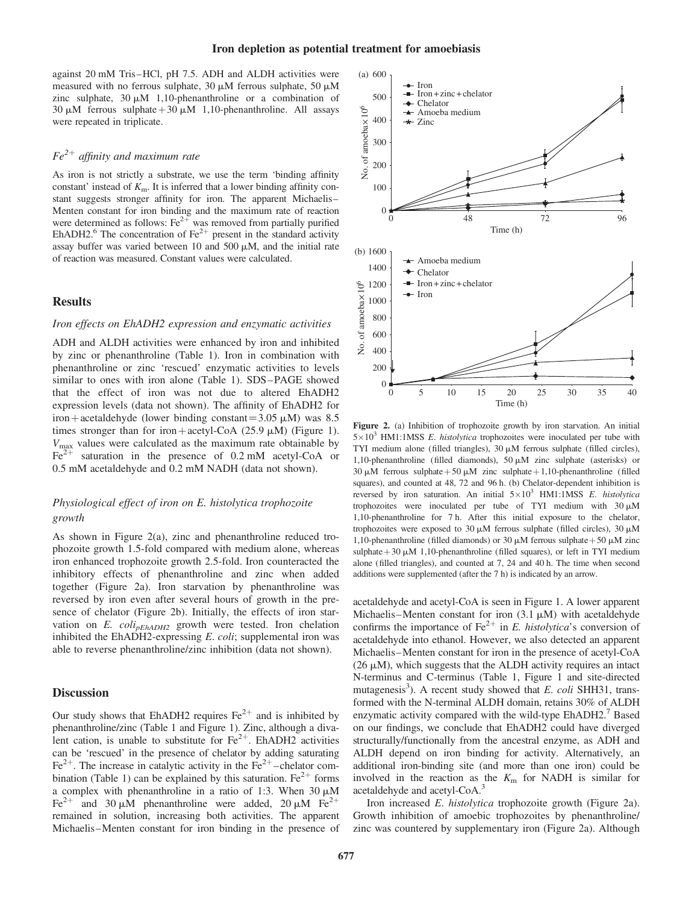against 20 mM Tris–HCl, pH 7.5. ADH and ALDH activities were measured with no ferrous sulphate, 30 μM ferrous sulphate, 50 μM zinc sulphate, 30 μM 1,10-phenanthroline or a combination of 30 μM ferrous sulphate + 30 μM 1,10-phenanthroline. All assays were repeated in triplicate.

### $Fe^{2+}$ affinity and maximum rate

As iron is not strictly a substrate, we use the term 'binding affinity constant' instead of $K_m$. It is inferred that a lower binding affinity constant suggests stronger affinity for iron. The apparent Michaelis–Menten constant for iron binding and the maximum rate of reaction were determined as follows: $Fe^{2+}$ was removed from partially purified EhADH2.[6] The concentration of $Fe^{2+}$ present in the standard activity assay buffer was varied between 10 and 500 μM, and the initial rate of reaction was measured. Constant values were calculated.

## Results

### Iron effects on EhADH2 expression and enzymatic activities

ADH and ALDH activities were enhanced by iron and inhibited by zinc or phenanthroline (Table 1). Iron in combination with phenanthroline or zinc 'rescued' enzymatic activities to levels similar to ones with iron alone (Table 1). SDS–PAGE showed that the effect of iron was not due to altered EhADH2 expression levels (data not shown). The affinity of EhADH2 for iron + acetaldehyde (lower binding constant = 3.05 μM) was 8.5 times stronger than for iron + acetyl-CoA (25.9 μM) (Figure 1). $V_{max}$ values were calculated as the maximum rate obtainable by $Fe^{2+}$ saturation in the presence of 0.2 mM acetyl-CoA or 0.5 mM acetaldehyde and 0.2 mM NADH (data not shown).

### Physiological effect of iron on *E. histolytica* trophozoite growth

As shown in Figure 2(a), zinc and phenanthroline reduced trophozoite growth 1.5-fold compared with medium alone, whereas iron enhanced trophozoite growth 2.5-fold. Iron counteracted the inhibitory effects of phenanthroline and zinc when added together (Figure 2a). Iron starvation by phenanthroline was reversed by iron even after several hours of growth in the presence of chelator (Figure 2b). Initially, the effects of iron starvation on *E. coli*$_{pEhADH2}$ growth were tested. Iron chelation inhibited the EhADH2-expressing *E. coli*; supplemental iron was able to reverse phenanthroline/zinc inhibition (data not shown).

**Figure 2.** (a) Inhibition of trophozoite growth by iron starvation. An initial $5\times10^3$ HM1:1MSS *E. histolytica* trophozoites were inoculated per tube with TYI medium alone (filled triangles), 30 μM ferrous sulphate (filled circles), 1,10-phenanthroline (filled diamonds), 50 μM zinc sulphate (asterisks) or 30 μM ferrous sulphate + 50 μM zinc sulphate + 1,10-phenanthroline (filled squares), and counted at 48, 72 and 96 h. (b) Chelator-dependent inhibition is reversed by iron saturation. An initial $5\times10^3$ HM1:1MSS *E. histolytica* trophozoites were inoculated per tube of TYI medium with 30 μM 1,10-phenanthroline for 7 h. After this initial exposure to the chelator, trophozoites were exposed to 30 μM ferrous sulphate (filled circles), 30 μM 1,10-phenanthroline (filled diamonds) or 30 μM ferrous sulphate + 50 μM zinc sulphate + 30 μM 1,10-phenanthroline (filled squares), or left in TYI medium alone (filled triangles), and counted at 7, 24 and 40 h. The time when second additions were supplemented (after the 7 h) is indicated by an arrow.

## Discussion

Our study shows that EhADH2 requires $Fe^{2+}$ and is inhibited by phenanthroline/zinc (Table 1 and Figure 1). Zinc, although a divalent cation, is unable to substitute for $Fe^{2+}$. EhADH2 activities can be 'rescued' in the presence of chelator by adding saturating $Fe^{2+}$. The increase in catalytic activity in the $Fe^{2+}$–chelator combination (Table 1) can be explained by this saturation. $Fe^{2+}$ forms a complex with phenanthroline in a ratio of 1:3. When 30 μM $Fe^{2+}$ and 30 μM phenanthroline were added, 20 μM $Fe^{2+}$ remained in solution, increasing both activities. The apparent Michaelis–Menten constant for iron binding in the presence of acetaldehyde and acetyl-CoA is seen in Figure 1. A lower apparent Michaelis–Menten constant for iron (3.1 μM) with acetaldehyde confirms the importance of $Fe^{2+}$ in *E. histolytica*'s conversion of acetaldehyde into ethanol. However, we also detected an apparent Michaelis–Menten constant for iron in the presence of acetyl-CoA (26 μM), which suggests that the ALDH activity requires an intact N-terminus and C-terminus (Table 1, Figure 1 and site-directed mutagenesis[3]). A recent study showed that *E. coli* SHH31, transformed with the N-terminal ALDH domain, retains 30% of ALDH enzymatic activity compared with the wild-type EhADH2.[7] Based on our findings, we conclude that EhADH2 could have diverged structurally/functionally from the ancestral enzyme, as ADH and ALDH depend on iron binding for activity. Alternatively, an additional iron-binding site (and more than one iron) could be involved in the reaction as the $K_m$ for NADH is similar for acetaldehyde and acetyl-CoA.[3]

Iron increased *E. histolytica* trophozoite growth (Figure 2a). Growth inhibition of amoebic trophozoites by phenanthroline/zinc was countered by supplementary iron (Figure 2a). Although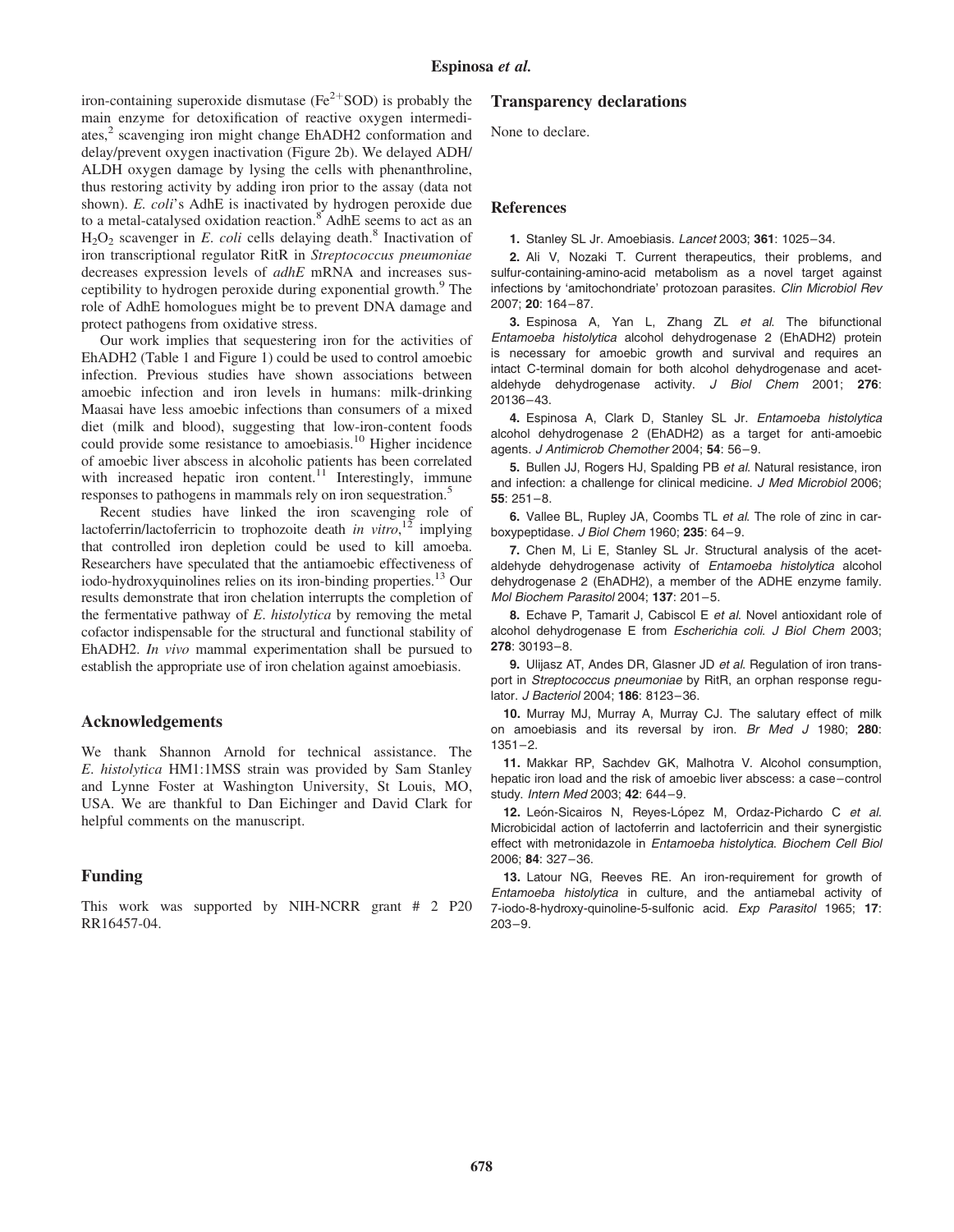iron-containing superoxide dismutase ($Fe^{2+}$SOD) is probably the main enzyme for detoxification of reactive oxygen intermediates,[2] scavenging iron might change EhADH2 conformation and delay/prevent oxygen inactivation (Figure 2b). We delayed ADH/ALDH oxygen damage by lysing the cells with phenanthroline, thus restoring activity by adding iron prior to the assay (data not shown). *E. coli*'s AdhE is inactivated by hydrogen peroxide due to a metal-catalysed oxidation reaction.[8] AdhE seems to act as an $H_2O_2$ scavenger in *E. coli* cells delaying death.[8] Inactivation of iron transcriptional regulator RitR in *Streptococcus pneumoniae* decreases expression levels of *adhE* mRNA and increases susceptibility to hydrogen peroxide during exponential growth.[9] The role of AdhE homologues might be to prevent DNA damage and protect pathogens from oxidative stress.

Our work implies that sequestering iron for the activities of EhADH2 (Table 1 and Figure 1) could be used to control amoebic infection. Previous studies have shown associations between amoebic infection and iron levels in humans: milk-drinking Maasai have less amoebic infections than consumers of a mixed diet (milk and blood), suggesting that low-iron-content foods could provide some resistance to amoebiasis.[10] Higher incidence of amoebic liver abscess in alcoholic patients has been correlated with increased hepatic iron content.[11] Interestingly, immune responses to pathogens in mammals rely on iron sequestration.[5]

Recent studies have linked the iron scavenging role of lactoferrin/lactoferricin to trophozoite death *in vitro*,[12] implying that controlled iron depletion could be used to kill amoeba. Researchers have speculated that the antiamoebic effectiveness of iodo-hydroxyquinolines relies on its iron-binding properties.[13] Our results demonstrate that iron chelation interrupts the completion of the fermentative pathway of *E. histolytica* by removing the metal cofactor indispensable for the structural and functional stability of EhADH2. *In vivo* mammal experimentation shall be pursued to establish the appropriate use of iron chelation against amoebiasis.

## Acknowledgements

We thank Shannon Arnold for technical assistance. The *E. histolytica* HM1:1MSS strain was provided by Sam Stanley and Lynne Foster at Washington University, St Louis, MO, USA. We are thankful to Dan Eichinger and David Clark for helpful comments on the manuscript.

## Funding

This work was supported by NIH-NCRR grant # 2 P20 RR16457-04.

## Transparency declarations

None to declare.

## References

1. Stanley SL Jr. Amoebiasis. *Lancet* 2003; **361**: 1025–34.

2. Ali V, Nozaki T. Current therapeutics, their problems, and sulfur-containing-amino-acid metabolism as a novel target against infections by 'amitochondriate' protozoan parasites. *Clin Microbiol Rev* 2007; **20**: 164–87.

3. Espinosa A, Yan L, Zhang ZL *et al*. The bifunctional *Entamoeba histolytica* alcohol dehydrogenase 2 (EhADH2) protein is necessary for amoebic growth and survival and requires an intact C-terminal domain for both alcohol dehydrogenase and acetaldehyde dehydrogenase activity. *J Biol Chem* 2001; **276**: 20136–43.

4. Espinosa A, Clark D, Stanley SL Jr. *Entamoeba histolytica* alcohol dehydrogenase 2 (EhADH2) as a target for anti-amoebic agents. *J Antimicrob Chemother* 2004; **54**: 56–9.

5. Bullen JJ, Rogers HJ, Spalding PB *et al*. Natural resistance, iron and infection: a challenge for clinical medicine. *J Med Microbiol* 2006; **55**: 251–8.

6. Vallee BL, Rupley JA, Coombs TL *et al*. The role of zinc in carboxypeptidase. *J Biol Chem* 1960; **235**: 64–9.

7. Chen M, Li E, Stanley SL Jr. Structural analysis of the acetaldehyde dehydrogenase activity of *Entamoeba histolytica* alcohol dehydrogenase 2 (EhADH2), a member of the ADHE enzyme family. *Mol Biochem Parasitol* 2004; **137**: 201–5.

8. Echave P, Tamarit J, Cabiscol E *et al*. Novel antioxidant role of alcohol dehydrogenase E from *Escherichia coli*. *J Biol Chem* 2003; **278**: 30193–8.

9. Ulijasz AT, Andes DR, Glasner JD *et al*. Regulation of iron transport in *Streptococcus pneumoniae* by RitR, an orphan response regulator. *J Bacteriol* 2004; **186**: 8123–36.

10. Murray MJ, Murray A, Murray CJ. The salutary effect of milk on amoebiasis and its reversal by iron. *Br Med J* 1980; **280**: 1351–2.

11. Makkar RP, Sachdev GK, Malhotra V. Alcohol consumption, hepatic iron load and the risk of amoebic liver abscess: a case–control study. *Intern Med* 2003; **42**: 644–9.

12. León-Sicairos N, Reyes-López M, Ordaz-Pichardo C *et al*. Microbicidal action of lactoferrin and lactoferricin and their synergistic effect with metronidazole in *Entamoeba histolytica*. *Biochem Cell Biol* 2006; **84**: 327–36.

13. Latour NG, Reeves RE. An iron-requirement for growth of *Entamoeba histolytica* in culture, and the antiamebal activity of 7-iodo-8-hydroxy-quinoline-5-sulfonic acid. *Exp Parasitol* 1965; **17**: 203–9.